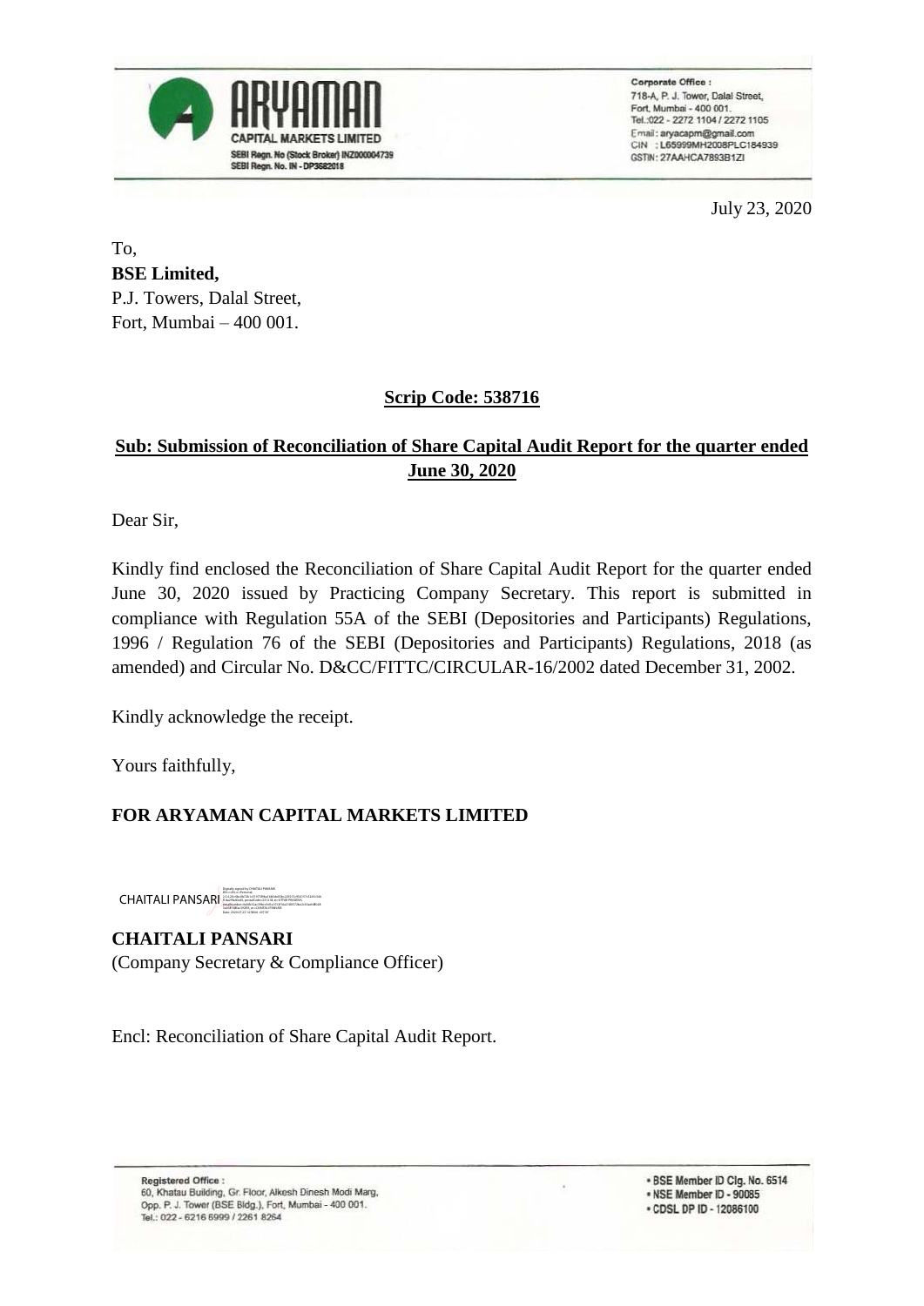ARYAMAN
CAPITAL MARKETS LIMITED
SEBI Regn. No (Stock Broker) INZ000004739
SEBI Regn. No. IN - DP3682018

Corporate Office :
718-A, P. J. Tower, Dalal Street,
Fort, Mumbai - 400 001.
Tel.:022 - 2272 1104 / 2272 1105
Email : aryacapm@gmail.com
CIN : L65999MH2008PLC184939
GSTIN: 27AAHCA7893B1ZI

July 23, 2020

To,
**BSE Limited,**
P.J. Towers, Dalal Street,
Fort, Mumbai – 400 001.

**Scrip Code: 538716**

**Sub: Submission of Reconciliation of Share Capital Audit Report for the quarter ended June 30, 2020**

Dear Sir,

Kindly find enclosed the Reconciliation of Share Capital Audit Report for the quarter ended June 30, 2020 issued by Practicing Company Secretary. This report is submitted in compliance with Regulation 55A of the SEBI (Depositories and Participants) Regulations, 1996 / Regulation 76 of the SEBI (Depositories and Participants) Regulations, 2018 (as amended) and Circular No. D&CC/FITTC/CIRCULAR-16/2002 dated December 31, 2002.

Kindly acknowledge the receipt.

Yours faithfully,

**FOR ARYAMAN CAPITAL MARKETS LIMITED**

CHAITALI PANSARI

**CHAITALI PANSARI**
(Company Secretary & Compliance Officer)

Encl: Reconciliation of Share Capital Audit Report.

Registered Office :
60, Khatau Building, Gr. Floor, Alkesh Dinesh Modi Marg,
Opp. P. J. Tower (BSE Bldg.), Fort, Mumbai - 400 001.
Tel.: 022 - 6216 6999 / 2261 8264

- BSE Member ID Clg. No. 6514
- NSE Member ID - 90085
- CDSL DP ID - 12086100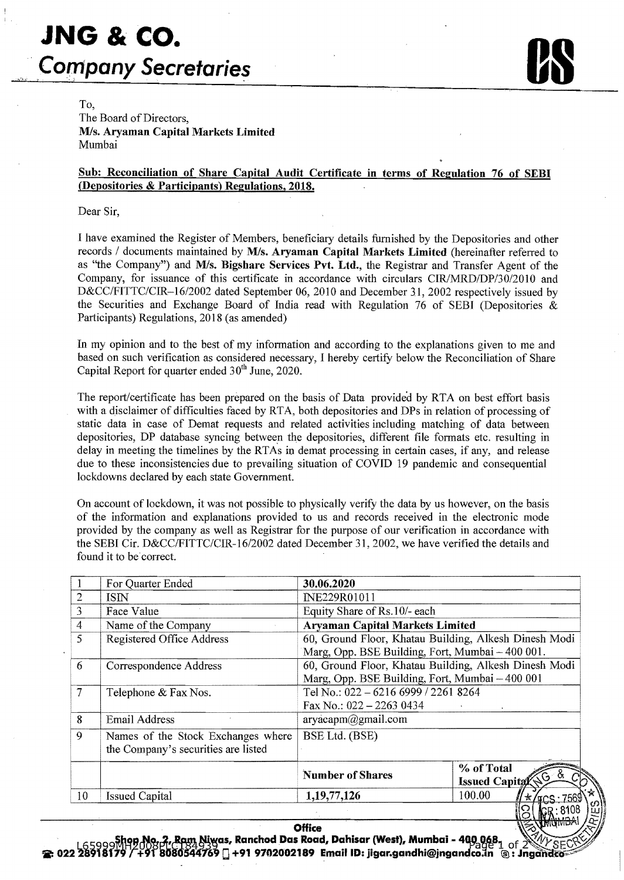# JNG & CO.
## Company Secretaries

To,
The Board of Directors,
**M/s. Aryaman Capital Markets Limited**
Mumbai

**Sub: Reconciliation of Share Capital Audit Certificate in terms of Regulation 76 of SEBI (Depositories & Participants) Regulations, 2018.**

Dear Sir,

I have examined the Register of Members, beneficiary details furnished by the Depositories and other records / documents maintained by **M/s. Aryaman Capital Markets Limited** (hereinafter referred to as "the Company") and **M/s. Bigshare Services Pvt. Ltd.**, the Registrar and Transfer Agent of the Company, for issuance of this certificate in accordance with circulars CIR/MRD/DP/30/2010 and D&CC/FITTC/CIR–16/2002 dated September 06, 2010 and December 31, 2002 respectively issued by the Securities and Exchange Board of India read with Regulation 76 of SEBI (Depositories & Participants) Regulations, 2018 (as amended)

In my opinion and to the best of my information and according to the explanations given to me and based on such verification as considered necessary, I hereby certify below the Reconciliation of Share Capital Report for quarter ended 30th June, 2020.

The report/certificate has been prepared on the basis of Data provided by RTA on best effort basis with a disclaimer of difficulties faced by RTA, both depositories and DPs in relation of processing of static data in case of Demat requests and related activities including matching of data between depositories, DP database syncing between the depositories, different file formats etc. resulting in delay in meeting the timelines by the RTAs in demat processing in certain cases, if any, and release due to these inconsistencies due to prevailing situation of COVID 19 pandemic and consequential lockdowns declared by each state Government.

On account of lockdown, it was not possible to physically verify the data by us however, on the basis of the information and explanations provided to us and records received in the electronic mode provided by the company as well as Registrar for the purpose of our verification in accordance with the SEBI Cir. D&CC/FITTC/CIR-16/2002 dated December 31, 2002, we have verified the details and found it to be correct.

| | | | |
|---|---|---|---|
| 1 | For Quarter Ended | **30.06.2020** | |
| 2 | ISIN | INE229R01011 | |
| 3 | Face Value | Equity Share of Rs.10/- each | |
| 4 | Name of the Company | **Aryaman Capital Markets Limited** | |
| 5 | Registered Office Address | 60, Ground Floor, Khatau Building, Alkesh Dinesh Modi Marg, Opp. BSE Building, Fort, Mumbai – 400 001. | |
| 6 | Correspondence Address | 60, Ground Floor, Khatau Building, Alkesh Dinesh Modi Marg, Opp. BSE Building, Fort, Mumbai – 400 001 | |
| 7 | Telephone & Fax Nos. | Tel No.: 022 – 6216 6999 / 2261 8264<br>Fax No.: 022 – 2263 0434 | |
| 8 | Email Address | aryacapm@gmail.com | |
| 9 | Names of the Stock Exchanges where the Company's securities are listed | BSE Ltd. (BSE) | |
| | | **Number of Shares** | **% of Total Issued Capital** |
| 10 | Issued Capital | **1,19,77,126** | 100.00 |

**Office**
Shop No. 2, Ram Niwas, Ranchod Das Road, Dahisar (West), Mumbai - 400 068.
L65999MH2008PLC184939
☎: 022 28918179 / +91 8080544769 / +91 9702002189 Email ID: jigar.gandhi@jngandco.in ⓢ: Jngandco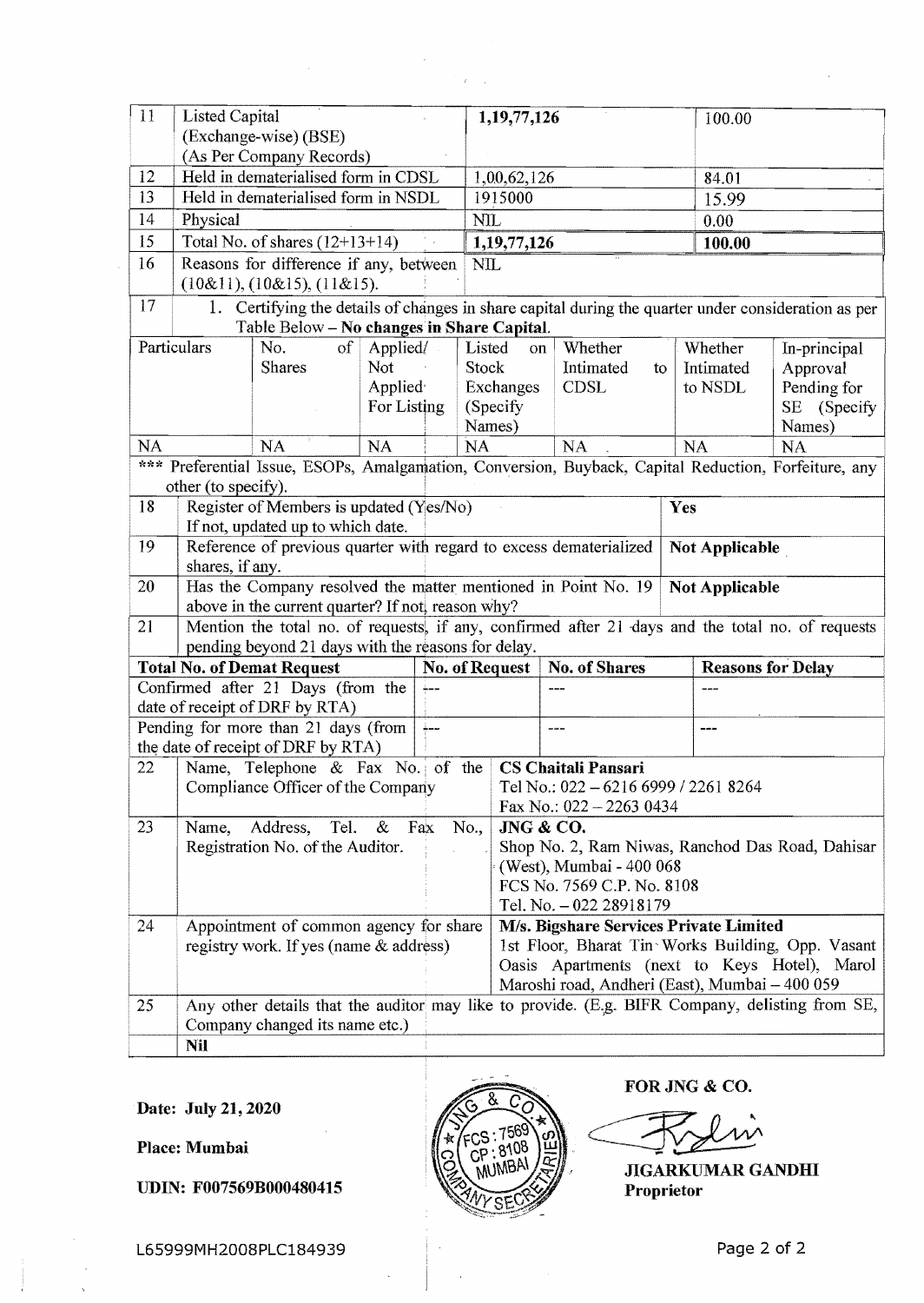| | | | |
|---|---|---|---|
| 11 | Listed Capital (Exchange-wise) (BSE) (As Per Company Records) | 1,19,77,126 | 100.00 |
| 12 | Held in dematerialised form in CDSL | 1,00,62,126 | 84.01 |
| 13 | Held in dematerialised form in NSDL | 1915000 | 15.99 |
| 14 | Physical | NIL | 0.00 |
| 15 | Total No. of shares (12+13+14) | **1,19,77,126** | **100.00** |
| 16 | Reasons for difference if any, between (10&11), (10&15), (11&15). | NIL | |

17 — 1. Certifying the details of changes in share capital during the quarter under consideration as per Table Below – **No changes in Share Capital**.

| Particulars | No. of Shares | Applied/ Not Applied For Listing | Listed on Stock Exchanges (Specify Names) | Whether Intimated to CDSL | Whether Intimated to NSDL | In-principal Approval Pending for SE (Specify Names) |
|---|---|---|---|---|---|---|
| NA | NA | NA | NA | NA | NA | NA |

*** Preferential Issue, ESOPs, Amalgamation, Conversion, Buyback, Capital Reduction, Forfeiture, any other (to specify).

| | | |
|---|---|---|
| 18 | Register of Members is updated (Yes/No) If not, updated up to which date. | **Yes** |
| 19 | Reference of previous quarter with regard to excess dematerialized shares, if any. | **Not Applicable** |
| 20 | Has the Company resolved the matter mentioned in Point No. 19 above in the current quarter? If not, reason why? | **Not Applicable** |

21 — Mention the total no. of requests, if any, confirmed after 21 days and the total no. of requests pending beyond 21 days with the reasons for delay.

| **Total No. of Demat Request** | **No. of Request** | **No. of Shares** | **Reasons for Delay** |
|---|---|---|---|
| Confirmed after 21 Days (from the date of receipt of DRF by RTA) | --- | --- | --- |
| Pending for more than 21 days (from the date of receipt of DRF by RTA) | --- | --- | --- |

| | | |
|---|---|---|
| 22 | Name, Telephone & Fax No. of the Compliance Officer of the Company | **CS Chaitali Pansari**<br>Tel No.: 022 – 6216 6999 / 2261 8264<br>Fax No.: 022 – 2263 0434 |
| 23 | Name, Address, Tel. & Fax No., Registration No. of the Auditor. | **JNG & CO.**<br>Shop No. 2, Ram Niwas, Ranchod Das Road, Dahisar (West), Mumbai - 400 068<br>FCS No. 7569 C.P. No. 8108<br>Tel. No. – 022 28918179 |
| 24 | Appointment of common agency for share registry work. If yes (name & address) | **M/s. Bigshare Services Private Limited**<br>1st Floor, Bharat Tin Works Building, Opp. Vasant Oasis Apartments (next to Keys Hotel), Marol Maroshi road, Andheri (East), Mumbai – 400 059 |
| 25 | Any other details that the auditor may like to provide. (E.g. BIFR Company, delisting from SE, Company changed its name etc.) | |
| | **Nil** | |

**Date: July 21, 2020**

**Place: Mumbai**

**UDIN: F007569B000480415**

**FOR JNG & CO.**

**JIGARKUMAR GANDHI**
**Proprietor**

L65999MH2008PLC184939